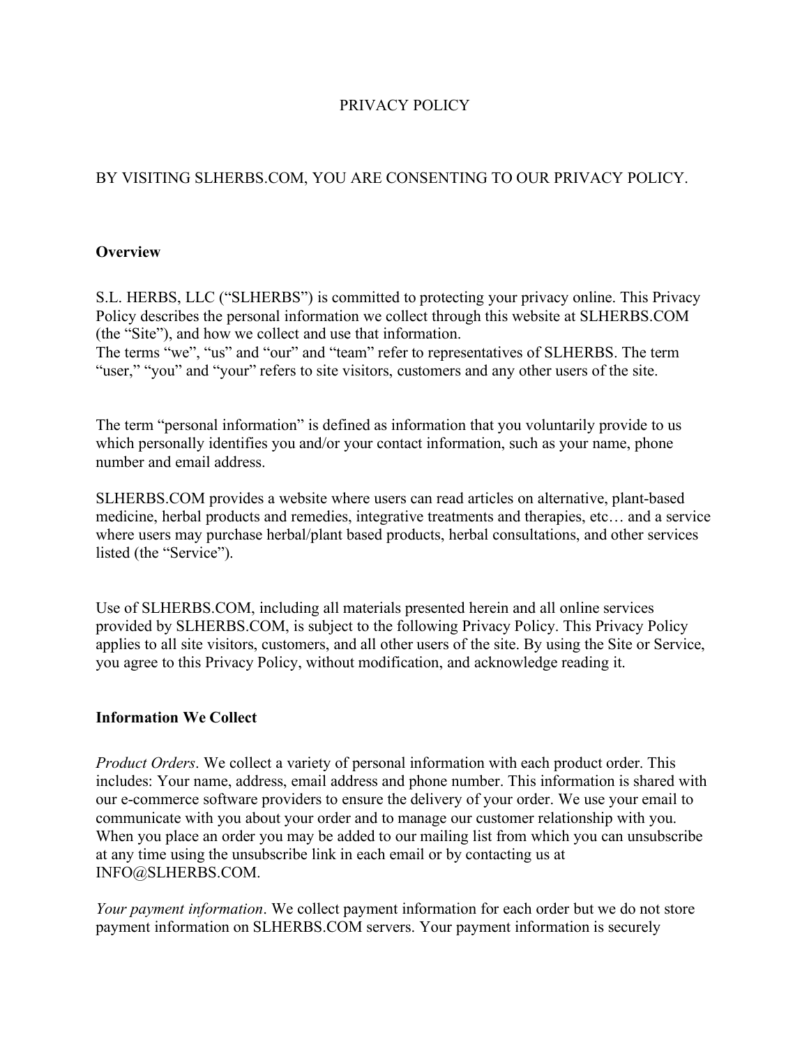# PRIVACY POLICY

BY VISITING SLHERBS.COM, YOU ARE CONSENTING TO OUR PRIVACY POLICY.

## Overview

S.L. HERBS, LLC ("SLHERBS") is committed to protecting your privacy online. This Privacy Policy describes the personal information we collect through this website at SLHERBS.COM (the "Site"), and how we collect and use that information.
The terms "we", "us" and "our" and "team" refer to representatives of SLHERBS. The term "user," "you" and "your" refers to site visitors, customers and any other users of the site.

The term "personal information" is defined as information that you voluntarily provide to us which personally identifies you and/or your contact information, such as your name, phone number and email address.

SLHERBS.COM provides a website where users can read articles on alternative, plant-based medicine, herbal products and remedies, integrative treatments and therapies, etc… and a service where users may purchase herbal/plant based products, herbal consultations, and other services listed (the "Service").

Use of SLHERBS.COM, including all materials presented herein and all online services provided by SLHERBS.COM, is subject to the following Privacy Policy. This Privacy Policy applies to all site visitors, customers, and all other users of the site. By using the Site or Service, you agree to this Privacy Policy, without modification, and acknowledge reading it.

## Information We Collect

*Product Orders*. We collect a variety of personal information with each product order. This includes: Your name, address, email address and phone number. This information is shared with our e-commerce software providers to ensure the delivery of your order. We use your email to communicate with you about your order and to manage our customer relationship with you. When you place an order you may be added to our mailing list from which you can unsubscribe at any time using the unsubscribe link in each email or by contacting us at INFO@SLHERBS.COM.

*Your payment information*. We collect payment information for each order but we do not store payment information on SLHERBS.COM servers. Your payment information is securely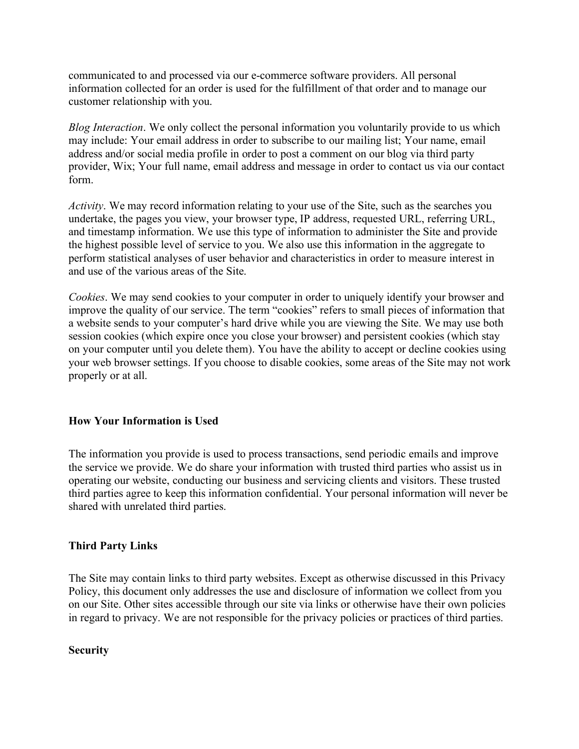communicated to and processed via our e-commerce software providers. All personal information collected for an order is used for the fulfillment of that order and to manage our customer relationship with you.

*Blog Interaction*. We only collect the personal information you voluntarily provide to us which may include: Your email address in order to subscribe to our mailing list; Your name, email address and/or social media profile in order to post a comment on our blog via third party provider, Wix; Your full name, email address and message in order to contact us via our contact form.

*Activity*. We may record information relating to your use of the Site, such as the searches you undertake, the pages you view, your browser type, IP address, requested URL, referring URL, and timestamp information. We use this type of information to administer the Site and provide the highest possible level of service to you. We also use this information in the aggregate to perform statistical analyses of user behavior and characteristics in order to measure interest in and use of the various areas of the Site.

*Cookies*. We may send cookies to your computer in order to uniquely identify your browser and improve the quality of our service. The term "cookies" refers to small pieces of information that a website sends to your computer's hard drive while you are viewing the Site. We may use both session cookies (which expire once you close your browser) and persistent cookies (which stay on your computer until you delete them). You have the ability to accept or decline cookies using your web browser settings. If you choose to disable cookies, some areas of the Site may not work properly or at all.

**How Your Information is Used**

The information you provide is used to process transactions, send periodic emails and improve the service we provide. We do share your information with trusted third parties who assist us in operating our website, conducting our business and servicing clients and visitors. These trusted third parties agree to keep this information confidential. Your personal information will never be shared with unrelated third parties.

**Third Party Links**

The Site may contain links to third party websites. Except as otherwise discussed in this Privacy Policy, this document only addresses the use and disclosure of information we collect from you on our Site. Other sites accessible through our site via links or otherwise have their own policies in regard to privacy. We are not responsible for the privacy policies or practices of third parties.

**Security**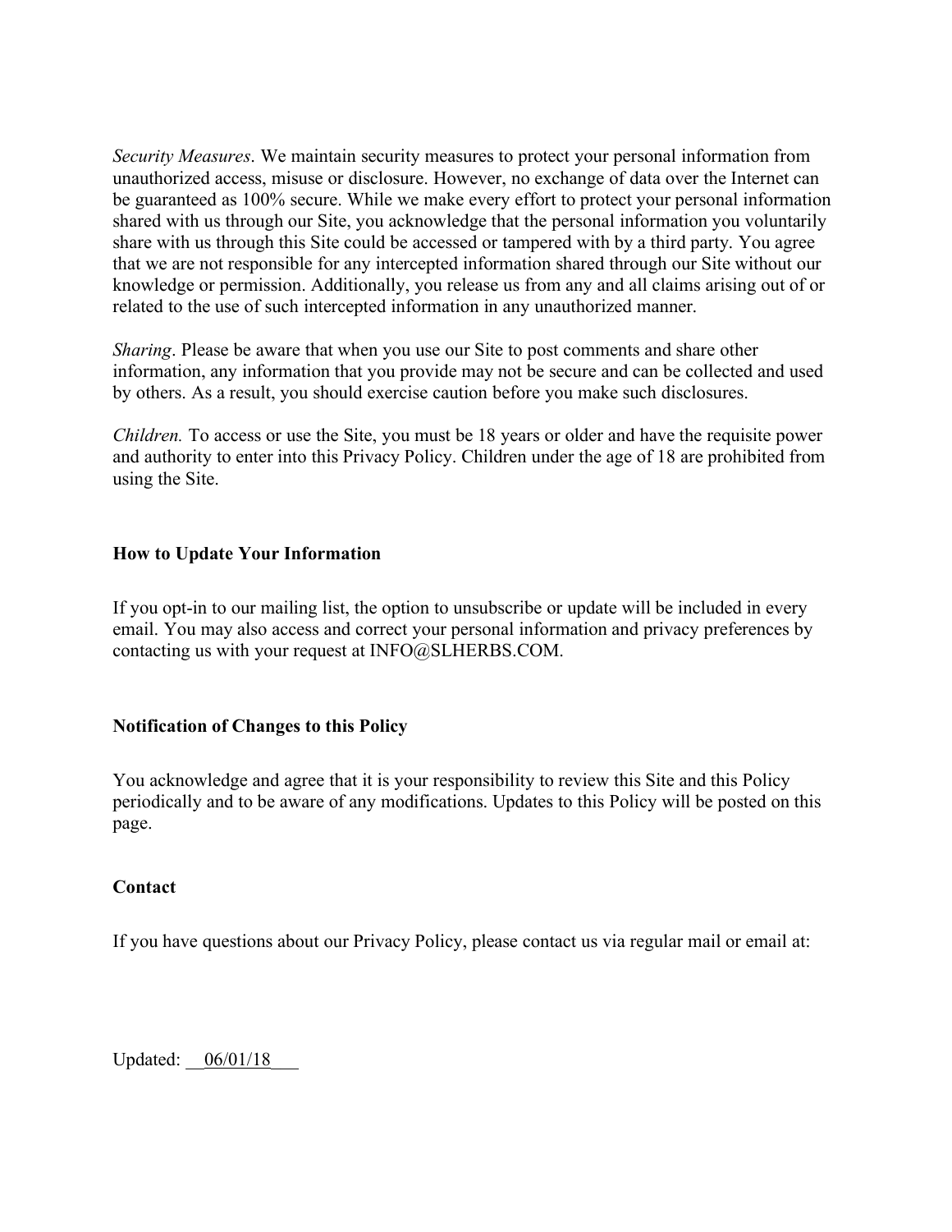*Security Measures*. We maintain security measures to protect your personal information from unauthorized access, misuse or disclosure. However, no exchange of data over the Internet can be guaranteed as 100% secure. While we make every effort to protect your personal information shared with us through our Site, you acknowledge that the personal information you voluntarily share with us through this Site could be accessed or tampered with by a third party. You agree that we are not responsible for any intercepted information shared through our Site without our knowledge or permission. Additionally, you release us from any and all claims arising out of or related to the use of such intercepted information in any unauthorized manner.

*Sharing*. Please be aware that when you use our Site to post comments and share other information, any information that you provide may not be secure and can be collected and used by others. As a result, you should exercise caution before you make such disclosures.

*Children.* To access or use the Site, you must be 18 years or older and have the requisite power and authority to enter into this Privacy Policy. Children under the age of 18 are prohibited from using the Site.

**How to Update Your Information**

If you opt-in to our mailing list, the option to unsubscribe or update will be included in every email. You may also access and correct your personal information and privacy preferences by contacting us with your request at INFO@SLHERBS.COM.

**Notification of Changes to this Policy**

You acknowledge and agree that it is your responsibility to review this Site and this Policy periodically and to be aware of any modifications. Updates to this Policy will be posted on this page.

**Contact**

If you have questions about our Privacy Policy, please contact us via regular mail or email at:

Updated: __06/01/18___